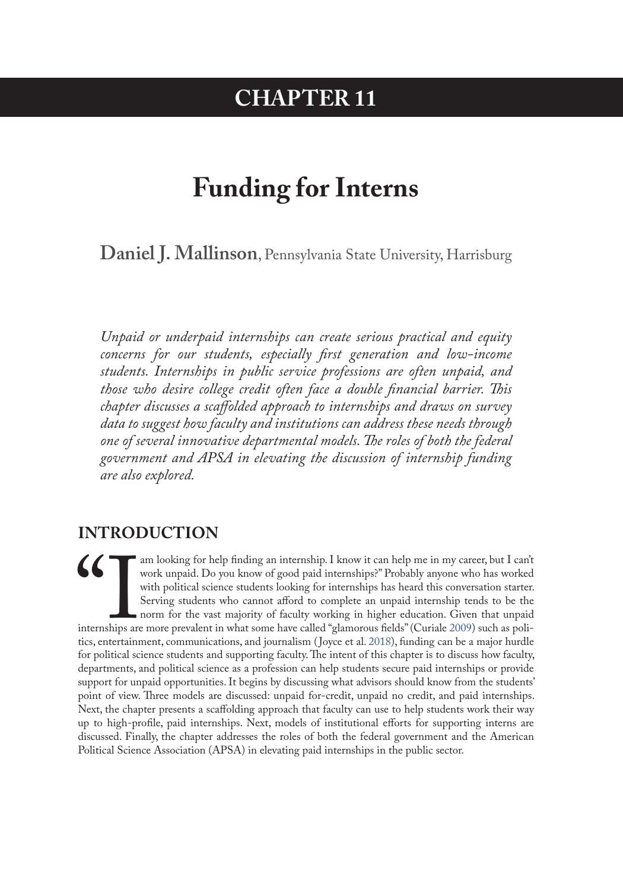# CHAPTER 11

# Funding for Interns

**Daniel J. Mallinson**, Pennsylvania State University, Harrisburg

*Unpaid or underpaid internships can create serious practical and equity concerns for our students, especially first generation and low-income students. Internships in public service professions are often unpaid, and those who desire college credit often face a double financial barrier. This chapter discusses a scaffolded approach to internships and draws on survey data to suggest how faculty and institutions can address these needs through one of several innovative departmental models. The roles of both the federal government and APSA in elevating the discussion of internship funding are also explored.*

## INTRODUCTION

"I am looking for help finding an internship. I know it can help me in my career, but I can't work unpaid. Do you know of good paid internships?" Probably anyone who has worked with political science students looking for internships has heard this conversation starter. Serving students who cannot afford to complete an unpaid internship tends to be the norm for the vast majority of faculty working in higher education. Given that unpaid internships are more prevalent in what some have called "glamorous fields" (Curiale 2009) such as politics, entertainment, communications, and journalism (Joyce et al. 2018), funding can be a major hurdle for political science students and supporting faculty. The intent of this chapter is to discuss how faculty, departments, and political science as a profession can help students secure paid internships or provide support for unpaid opportunities. It begins by discussing what advisors should know from the students' point of view. Three models are discussed: unpaid for-credit, unpaid no credit, and paid internships. Next, the chapter presents a scaffolding approach that faculty can use to help students work their way up to high-profile, paid internships. Next, models of institutional efforts for supporting interns are discussed. Finally, the chapter addresses the roles of both the federal government and the American Political Science Association (APSA) in elevating paid internships in the public sector.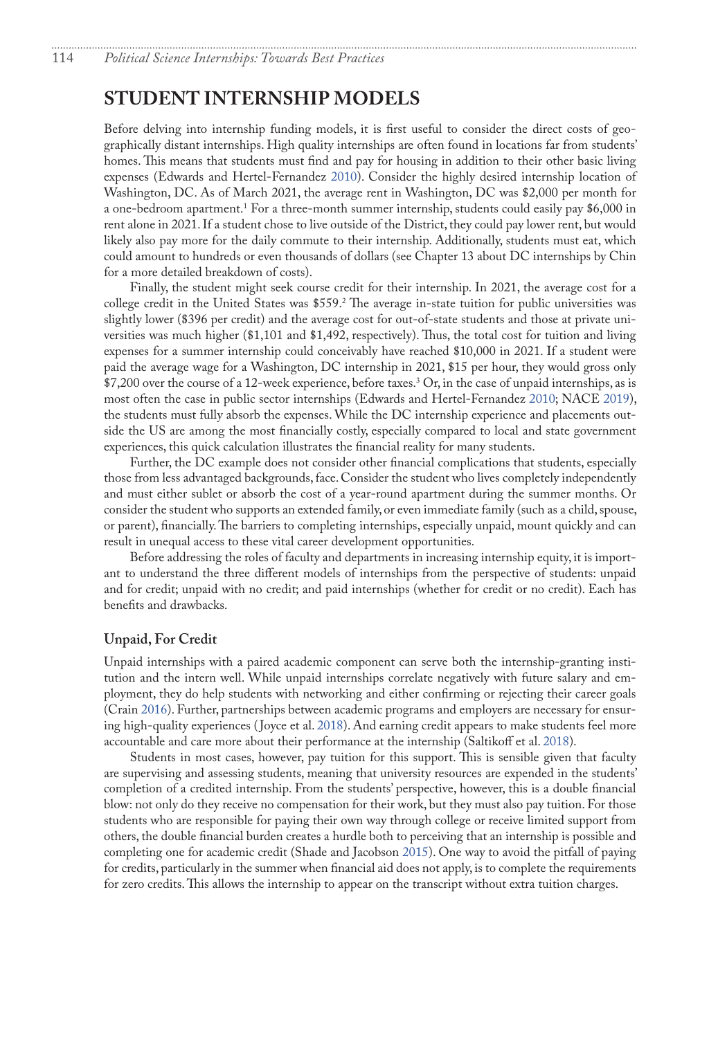## STUDENT INTERNSHIP MODELS

Before delving into internship funding models, it is first useful to consider the direct costs of geographically distant internships. High quality internships are often found in locations far from students' homes. This means that students must find and pay for housing in addition to their other basic living expenses (Edwards and Hertel-Fernandez 2010). Consider the highly desired internship location of Washington, DC. As of March 2021, the average rent in Washington, DC was $2,000 per month for a one-bedroom apartment.[1] For a three-month summer internship, students could easily pay $6,000 in rent alone in 2021. If a student chose to live outside of the District, they could pay lower rent, but would likely also pay more for the daily commute to their internship. Additionally, students must eat, which could amount to hundreds or even thousands of dollars (see Chapter 13 about DC internships by Chin for a more detailed breakdown of costs).

Finally, the student might seek course credit for their internship. In 2021, the average cost for a college credit in the United States was $559.[2] The average in-state tuition for public universities was slightly lower ($396 per credit) and the average cost for out-of-state students and those at private universities was much higher ($1,101 and $1,492, respectively). Thus, the total cost for tuition and living expenses for a summer internship could conceivably have reached $10,000 in 2021. If a student were paid the average wage for a Washington, DC internship in 2021, $15 per hour, they would gross only $7,200 over the course of a 12-week experience, before taxes.[3] Or, in the case of unpaid internships, as is most often the case in public sector internships (Edwards and Hertel-Fernandez 2010; NACE 2019), the students must fully absorb the expenses. While the DC internship experience and placements outside the US are among the most financially costly, especially compared to local and state government experiences, this quick calculation illustrates the financial reality for many students.

Further, the DC example does not consider other financial complications that students, especially those from less advantaged backgrounds, face. Consider the student who lives completely independently and must either sublet or absorb the cost of a year-round apartment during the summer months. Or consider the student who supports an extended family, or even immediate family (such as a child, spouse, or parent), financially. The barriers to completing internships, especially unpaid, mount quickly and can result in unequal access to these vital career development opportunities.

Before addressing the roles of faculty and departments in increasing internship equity, it is important to understand the three different models of internships from the perspective of students: unpaid and for credit; unpaid with no credit; and paid internships (whether for credit or no credit). Each has benefits and drawbacks.

### Unpaid, For Credit

Unpaid internships with a paired academic component can serve both the internship-granting institution and the intern well. While unpaid internships correlate negatively with future salary and employment, they do help students with networking and either confirming or rejecting their career goals (Crain 2016). Further, partnerships between academic programs and employers are necessary for ensuring high-quality experiences (Joyce et al. 2018). And earning credit appears to make students feel more accountable and care more about their performance at the internship (Saltikoff et al. 2018).

Students in most cases, however, pay tuition for this support. This is sensible given that faculty are supervising and assessing students, meaning that university resources are expended in the students' completion of a credited internship. From the students' perspective, however, this is a double financial blow: not only do they receive no compensation for their work, but they must also pay tuition. For those students who are responsible for paying their own way through college or receive limited support from others, the double financial burden creates a hurdle both to perceiving that an internship is possible and completing one for academic credit (Shade and Jacobson 2015). One way to avoid the pitfall of paying for credits, particularly in the summer when financial aid does not apply, is to complete the requirements for zero credits. This allows the internship to appear on the transcript without extra tuition charges.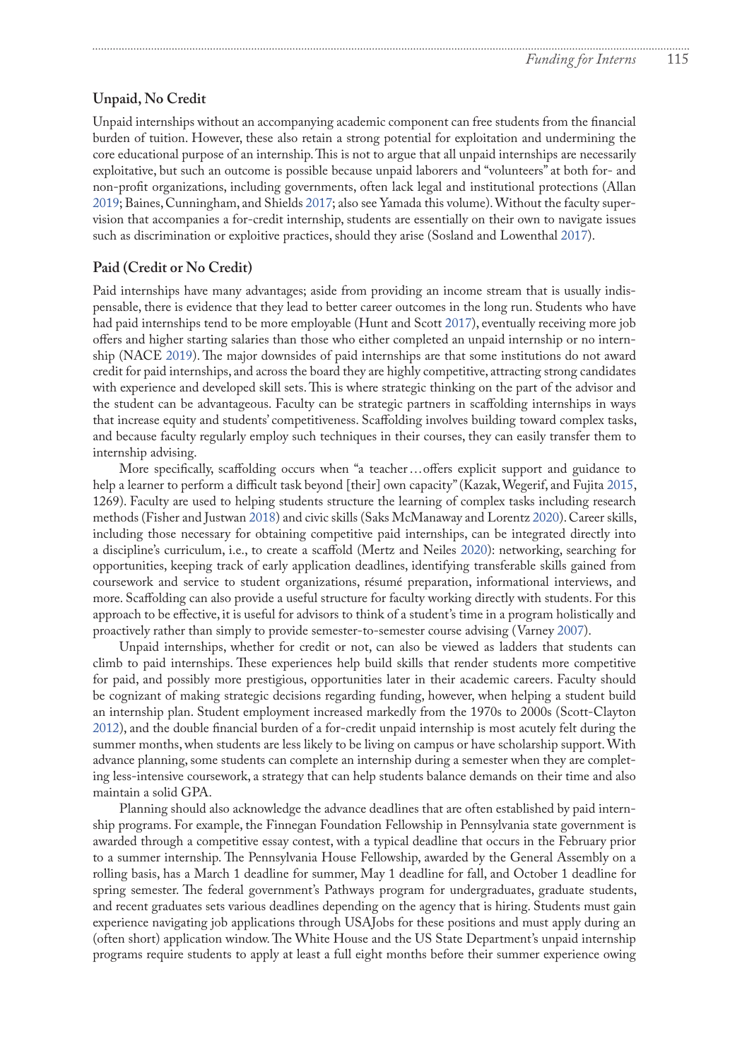## Unpaid, No Credit

Unpaid internships without an accompanying academic component can free students from the financial burden of tuition. However, these also retain a strong potential for exploitation and undermining the core educational purpose of an internship. This is not to argue that all unpaid internships are necessarily exploitative, but such an outcome is possible because unpaid laborers and "volunteers" at both for- and non-profit organizations, including governments, often lack legal and institutional protections (Allan 2019; Baines, Cunningham, and Shields 2017; also see Yamada this volume). Without the faculty supervision that accompanies a for-credit internship, students are essentially on their own to navigate issues such as discrimination or exploitive practices, should they arise (Sosland and Lowenthal 2017).

## Paid (Credit or No Credit)

Paid internships have many advantages; aside from providing an income stream that is usually indispensable, there is evidence that they lead to better career outcomes in the long run. Students who have had paid internships tend to be more employable (Hunt and Scott 2017), eventually receiving more job offers and higher starting salaries than those who either completed an unpaid internship or no internship (NACE 2019). The major downsides of paid internships are that some institutions do not award credit for paid internships, and across the board they are highly competitive, attracting strong candidates with experience and developed skill sets. This is where strategic thinking on the part of the advisor and the student can be advantageous. Faculty can be strategic partners in scaffolding internships in ways that increase equity and students' competitiveness. Scaffolding involves building toward complex tasks, and because faculty regularly employ such techniques in their courses, they can easily transfer them to internship advising.

More specifically, scaffolding occurs when "a teacher…offers explicit support and guidance to help a learner to perform a difficult task beyond [their] own capacity" (Kazak, Wegerif, and Fujita 2015, 1269). Faculty are used to helping students structure the learning of complex tasks including research methods (Fisher and Justwan 2018) and civic skills (Saks McManaway and Lorentz 2020). Career skills, including those necessary for obtaining competitive paid internships, can be integrated directly into a discipline's curriculum, i.e., to create a scaffold (Mertz and Neiles 2020): networking, searching for opportunities, keeping track of early application deadlines, identifying transferable skills gained from coursework and service to student organizations, résumé preparation, informational interviews, and more. Scaffolding can also provide a useful structure for faculty working directly with students. For this approach to be effective, it is useful for advisors to think of a student's time in a program holistically and proactively rather than simply to provide semester-to-semester course advising (Varney 2007).

Unpaid internships, whether for credit or not, can also be viewed as ladders that students can climb to paid internships. These experiences help build skills that render students more competitive for paid, and possibly more prestigious, opportunities later in their academic careers. Faculty should be cognizant of making strategic decisions regarding funding, however, when helping a student build an internship plan. Student employment increased markedly from the 1970s to 2000s (Scott-Clayton 2012), and the double financial burden of a for-credit unpaid internship is most acutely felt during the summer months, when students are less likely to be living on campus or have scholarship support. With advance planning, some students can complete an internship during a semester when they are completing less-intensive coursework, a strategy that can help students balance demands on their time and also maintain a solid GPA.

Planning should also acknowledge the advance deadlines that are often established by paid internship programs. For example, the Finnegan Foundation Fellowship in Pennsylvania state government is awarded through a competitive essay contest, with a typical deadline that occurs in the February prior to a summer internship. The Pennsylvania House Fellowship, awarded by the General Assembly on a rolling basis, has a March 1 deadline for summer, May 1 deadline for fall, and October 1 deadline for spring semester. The federal government's Pathways program for undergraduates, graduate students, and recent graduates sets various deadlines depending on the agency that is hiring. Students must gain experience navigating job applications through USAJobs for these positions and must apply during an (often short) application window. The White House and the US State Department's unpaid internship programs require students to apply at least a full eight months before their summer experience owing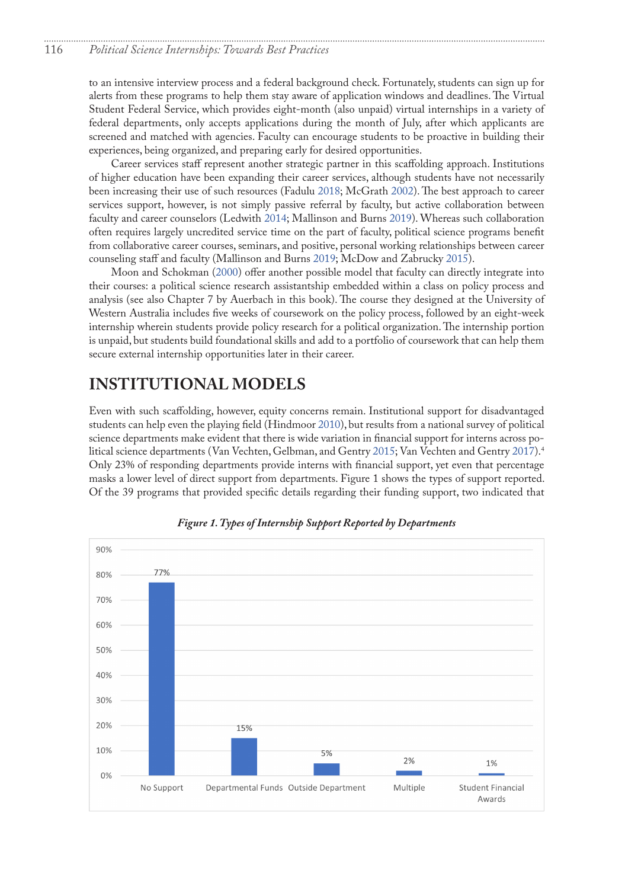to an intensive interview process and a federal background check. Fortunately, students can sign up for alerts from these programs to help them stay aware of application windows and deadlines. The Virtual Student Federal Service, which provides eight-month (also unpaid) virtual internships in a variety of federal departments, only accepts applications during the month of July, after which applicants are screened and matched with agencies. Faculty can encourage students to be proactive in building their experiences, being organized, and preparing early for desired opportunities.

Career services staff represent another strategic partner in this scaffolding approach. Institutions of higher education have been expanding their career services, although students have not necessarily been increasing their use of such resources (Fadulu 2018; McGrath 2002). The best approach to career services support, however, is not simply passive referral by faculty, but active collaboration between faculty and career counselors (Ledwith 2014; Mallinson and Burns 2019). Whereas such collaboration often requires largely uncredited service time on the part of faculty, political science programs benefit from collaborative career courses, seminars, and positive, personal working relationships between career counseling staff and faculty (Mallinson and Burns 2019; McDow and Zabrucky 2015).

Moon and Schokman (2000) offer another possible model that faculty can directly integrate into their courses: a political science research assistantship embedded within a class on policy process and analysis (see also Chapter 7 by Auerbach in this book). The course they designed at the University of Western Australia includes five weeks of coursework on the policy process, followed by an eight-week internship wherein students provide policy research for a political organization. The internship portion is unpaid, but students build foundational skills and add to a portfolio of coursework that can help them secure external internship opportunities later in their career.

## INSTITUTIONAL MODELS

Even with such scaffolding, however, equity concerns remain. Institutional support for disadvantaged students can help even the playing field (Hindmoor 2010), but results from a national survey of political science departments make evident that there is wide variation in financial support for interns across political science departments (Van Vechten, Gelbman, and Gentry 2015; Van Vechten and Gentry 2017).[4] Only 23% of responding departments provide interns with financial support, yet even that percentage masks a lower level of direct support from departments. Figure 1 shows the types of support reported. Of the 39 programs that provided specific details regarding their funding support, two indicated that

***Figure 1. Types of Internship Support Reported by Departments***

| Type of Support | Percentage |
|---|---|
| No Support | 77% |
| Departmental Funds | 15% |
| Outside Department | 5% |
| Multiple | 2% |
| Student Financial Awards | 1% |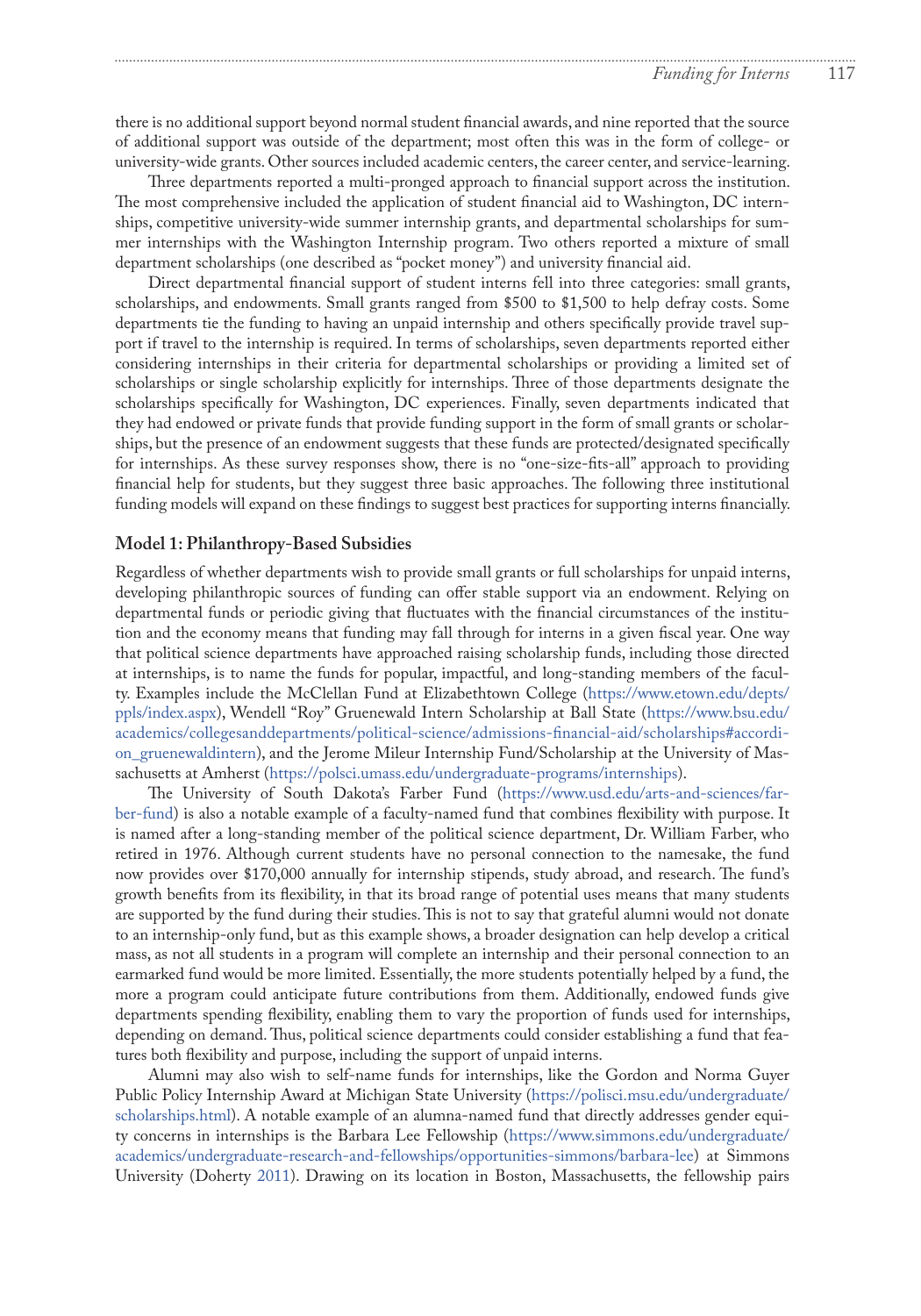there is no additional support beyond normal student financial awards, and nine reported that the source of additional support was outside of the department; most often this was in the form of college- or university-wide grants. Other sources included academic centers, the career center, and service-learning.

Three departments reported a multi-pronged approach to financial support across the institution. The most comprehensive included the application of student financial aid to Washington, DC internships, competitive university-wide summer internship grants, and departmental scholarships for summer internships with the Washington Internship program. Two others reported a mixture of small department scholarships (one described as "pocket money") and university financial aid.

Direct departmental financial support of student interns fell into three categories: small grants, scholarships, and endowments. Small grants ranged from $500 to $1,500 to help defray costs. Some departments tie the funding to having an unpaid internship and others specifically provide travel support if travel to the internship is required. In terms of scholarships, seven departments reported either considering internships in their criteria for departmental scholarships or providing a limited set of scholarships or single scholarship explicitly for internships. Three of those departments designate the scholarships specifically for Washington, DC experiences. Finally, seven departments indicated that they had endowed or private funds that provide funding support in the form of small grants or scholarships, but the presence of an endowment suggests that these funds are protected/designated specifically for internships. As these survey responses show, there is no "one-size-fits-all" approach to providing financial help for students, but they suggest three basic approaches. The following three institutional funding models will expand on these findings to suggest best practices for supporting interns financially.

## Model 1: Philanthropy-Based Subsidies

Regardless of whether departments wish to provide small grants or full scholarships for unpaid interns, developing philanthropic sources of funding can offer stable support via an endowment. Relying on departmental funds or periodic giving that fluctuates with the financial circumstances of the institution and the economy means that funding may fall through for interns in a given fiscal year. One way that political science departments have approached raising scholarship funds, including those directed at internships, is to name the funds for popular, impactful, and long-standing members of the faculty. Examples include the McClellan Fund at Elizabethtown College (https://www.etown.edu/depts/ppls/index.aspx), Wendell "Roy" Gruenewald Intern Scholarship at Ball State (https://www.bsu.edu/academics/collegesanddepartments/political-science/admissions-financial-aid/scholarships#accordion_gruenewaldintern), and the Jerome Mileur Internship Fund/Scholarship at the University of Massachusetts at Amherst (https://polsci.umass.edu/undergraduate-programs/internships).

The University of South Dakota's Farber Fund (https://www.usd.edu/arts-and-sciences/farber-fund) is also a notable example of a faculty-named fund that combines flexibility with purpose. It is named after a long-standing member of the political science department, Dr. William Farber, who retired in 1976. Although current students have no personal connection to the namesake, the fund now provides over $170,000 annually for internship stipends, study abroad, and research. The fund's growth benefits from its flexibility, in that its broad range of potential uses means that many students are supported by the fund during their studies. This is not to say that grateful alumni would not donate to an internship-only fund, but as this example shows, a broader designation can help develop a critical mass, as not all students in a program will complete an internship and their personal connection to an earmarked fund would be more limited. Essentially, the more students potentially helped by a fund, the more a program could anticipate future contributions from them. Additionally, endowed funds give departments spending flexibility, enabling them to vary the proportion of funds used for internships, depending on demand. Thus, political science departments could consider establishing a fund that features both flexibility and purpose, including the support of unpaid interns.

Alumni may also wish to self-name funds for internships, like the Gordon and Norma Guyer Public Policy Internship Award at Michigan State University (https://polisci.msu.edu/undergraduate/scholarships.html). A notable example of an alumna-named fund that directly addresses gender equity concerns in internships is the Barbara Lee Fellowship (https://www.simmons.edu/undergraduate/academics/undergraduate-research-and-fellowships/opportunities-simmons/barbara-lee) at Simmons University (Doherty 2011). Drawing on its location in Boston, Massachusetts, the fellowship pairs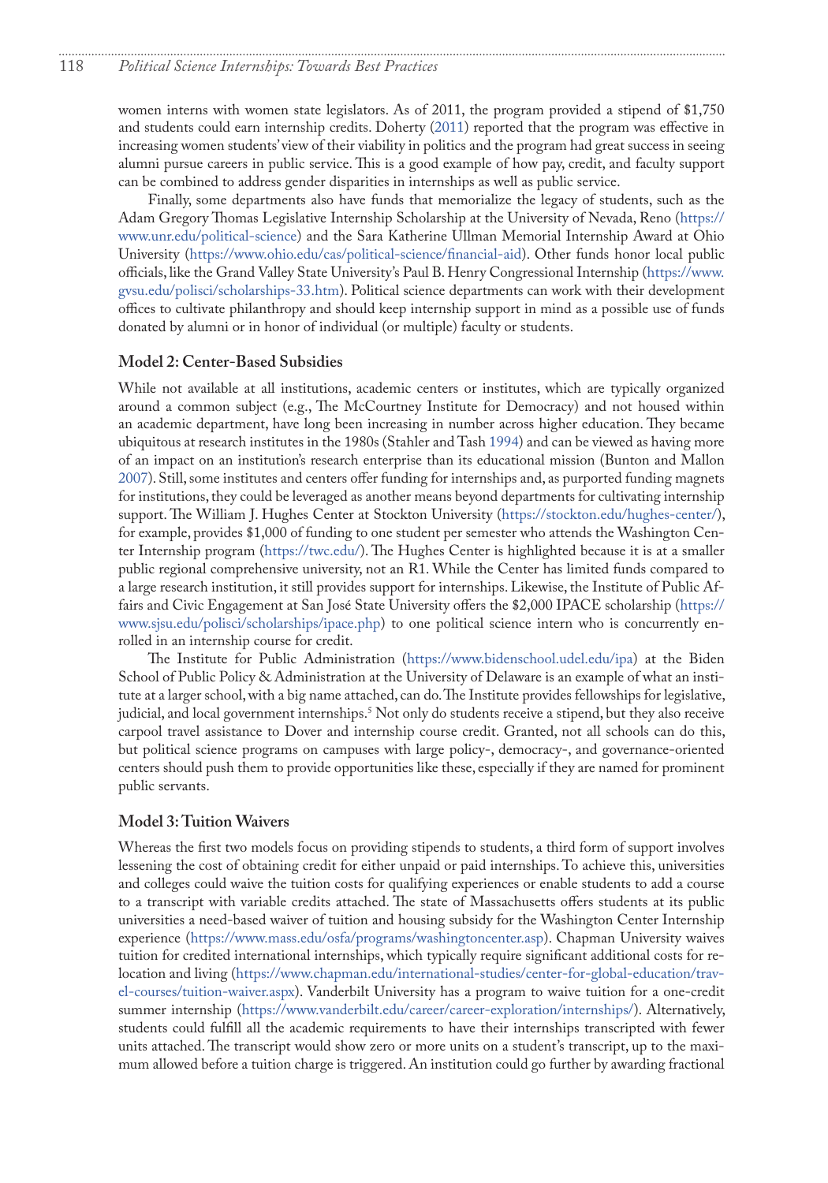women interns with women state legislators. As of 2011, the program provided a stipend of $1,750 and students could earn internship credits. Doherty (2011) reported that the program was effective in increasing women students' view of their viability in politics and the program had great success in seeing alumni pursue careers in public service. This is a good example of how pay, credit, and faculty support can be combined to address gender disparities in internships as well as public service.

Finally, some departments also have funds that memorialize the legacy of students, such as the Adam Gregory Thomas Legislative Internship Scholarship at the University of Nevada, Reno (https://www.unr.edu/political-science) and the Sara Katherine Ullman Memorial Internship Award at Ohio University (https://www.ohio.edu/cas/political-science/financial-aid). Other funds honor local public officials, like the Grand Valley State University's Paul B. Henry Congressional Internship (https://www.gvsu.edu/polisci/scholarships-33.htm). Political science departments can work with their development offices to cultivate philanthropy and should keep internship support in mind as a possible use of funds donated by alumni or in honor of individual (or multiple) faculty or students.

### Model 2: Center-Based Subsidies

While not available at all institutions, academic centers or institutes, which are typically organized around a common subject (e.g., The McCourtney Institute for Democracy) and not housed within an academic department, have long been increasing in number across higher education. They became ubiquitous at research institutes in the 1980s (Stahler and Tash 1994) and can be viewed as having more of an impact on an institution's research enterprise than its educational mission (Bunton and Mallon 2007). Still, some institutes and centers offer funding for internships and, as purported funding magnets for institutions, they could be leveraged as another means beyond departments for cultivating internship support. The William J. Hughes Center at Stockton University (https://stockton.edu/hughes-center/), for example, provides $1,000 of funding to one student per semester who attends the Washington Center Internship program (https://twc.edu/). The Hughes Center is highlighted because it is at a smaller public regional comprehensive university, not an R1. While the Center has limited funds compared to a large research institution, it still provides support for internships. Likewise, the Institute of Public Affairs and Civic Engagement at San José State University offers the $2,000 IPACE scholarship (https://www.sjsu.edu/polisci/scholarships/ipace.php) to one political science intern who is concurrently enrolled in an internship course for credit.

The Institute for Public Administration (https://www.bidenschool.udel.edu/ipa) at the Biden School of Public Policy & Administration at the University of Delaware is an example of what an institute at a larger school, with a big name attached, can do. The Institute provides fellowships for legislative, judicial, and local government internships.[5] Not only do students receive a stipend, but they also receive carpool travel assistance to Dover and internship course credit. Granted, not all schools can do this, but political science programs on campuses with large policy-, democracy-, and governance-oriented centers should push them to provide opportunities like these, especially if they are named for prominent public servants.

### Model 3: Tuition Waivers

Whereas the first two models focus on providing stipends to students, a third form of support involves lessening the cost of obtaining credit for either unpaid or paid internships. To achieve this, universities and colleges could waive the tuition costs for qualifying experiences or enable students to add a course to a transcript with variable credits attached. The state of Massachusetts offers students at its public universities a need-based waiver of tuition and housing subsidy for the Washington Center Internship experience (https://www.mass.edu/osfa/programs/washingtoncenter.asp). Chapman University waives tuition for credited international internships, which typically require significant additional costs for relocation and living (https://www.chapman.edu/international-studies/center-for-global-education/travel-courses/tuition-waiver.aspx). Vanderbilt University has a program to waive tuition for a one-credit summer internship (https://www.vanderbilt.edu/career/career-exploration/internships/). Alternatively, students could fulfill all the academic requirements to have their internships transcripted with fewer units attached. The transcript would show zero or more units on a student's transcript, up to the maximum allowed before a tuition charge is triggered. An institution could go further by awarding fractional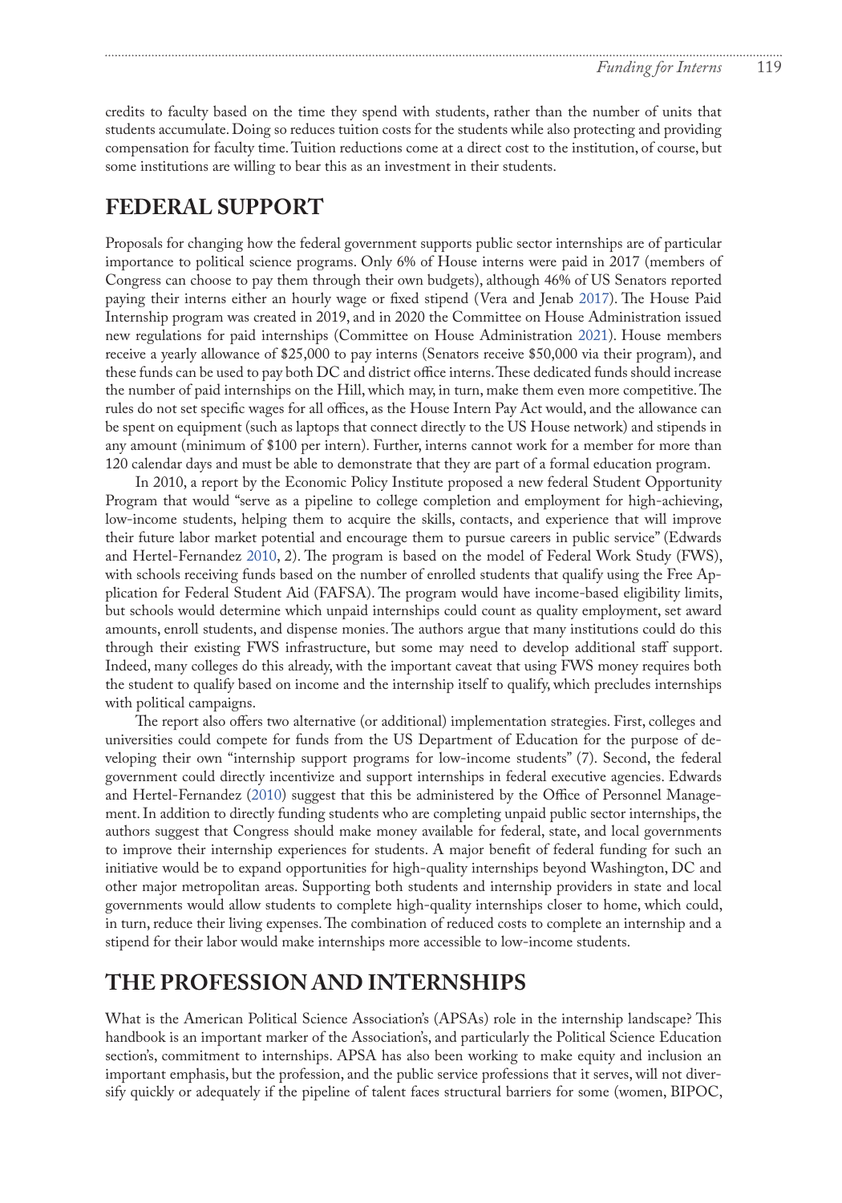credits to faculty based on the time they spend with students, rather than the number of units that students accumulate. Doing so reduces tuition costs for the students while also protecting and providing compensation for faculty time. Tuition reductions come at a direct cost to the institution, of course, but some institutions are willing to bear this as an investment in their students.

## FEDERAL SUPPORT

Proposals for changing how the federal government supports public sector internships are of particular importance to political science programs. Only 6% of House interns were paid in 2017 (members of Congress can choose to pay them through their own budgets), although 46% of US Senators reported paying their interns either an hourly wage or fixed stipend (Vera and Jenab 2017). The House Paid Internship program was created in 2019, and in 2020 the Committee on House Administration issued new regulations for paid internships (Committee on House Administration 2021). House members receive a yearly allowance of $25,000 to pay interns (Senators receive $50,000 via their program), and these funds can be used to pay both DC and district office interns. These dedicated funds should increase the number of paid internships on the Hill, which may, in turn, make them even more competitive. The rules do not set specific wages for all offices, as the House Intern Pay Act would, and the allowance can be spent on equipment (such as laptops that connect directly to the US House network) and stipends in any amount (minimum of $100 per intern). Further, interns cannot work for a member for more than 120 calendar days and must be able to demonstrate that they are part of a formal education program.

In 2010, a report by the Economic Policy Institute proposed a new federal Student Opportunity Program that would "serve as a pipeline to college completion and employment for high-achieving, low-income students, helping them to acquire the skills, contacts, and experience that will improve their future labor market potential and encourage them to pursue careers in public service" (Edwards and Hertel-Fernandez 2010, 2). The program is based on the model of Federal Work Study (FWS), with schools receiving funds based on the number of enrolled students that qualify using the Free Application for Federal Student Aid (FAFSA). The program would have income-based eligibility limits, but schools would determine which unpaid internships could count as quality employment, set award amounts, enroll students, and dispense monies. The authors argue that many institutions could do this through their existing FWS infrastructure, but some may need to develop additional staff support. Indeed, many colleges do this already, with the important caveat that using FWS money requires both the student to qualify based on income and the internship itself to qualify, which precludes internships with political campaigns.

The report also offers two alternative (or additional) implementation strategies. First, colleges and universities could compete for funds from the US Department of Education for the purpose of developing their own "internship support programs for low-income students" (7). Second, the federal government could directly incentivize and support internships in federal executive agencies. Edwards and Hertel-Fernandez (2010) suggest that this be administered by the Office of Personnel Management. In addition to directly funding students who are completing unpaid public sector internships, the authors suggest that Congress should make money available for federal, state, and local governments to improve their internship experiences for students. A major benefit of federal funding for such an initiative would be to expand opportunities for high-quality internships beyond Washington, DC and other major metropolitan areas. Supporting both students and internship providers in state and local governments would allow students to complete high-quality internships closer to home, which could, in turn, reduce their living expenses. The combination of reduced costs to complete an internship and a stipend for their labor would make internships more accessible to low-income students.

## THE PROFESSION AND INTERNSHIPS

What is the American Political Science Association's (APSAs) role in the internship landscape? This handbook is an important marker of the Association's, and particularly the Political Science Education section's, commitment to internships. APSA has also been working to make equity and inclusion an important emphasis, but the profession, and the public service professions that it serves, will not diversify quickly or adequately if the pipeline of talent faces structural barriers for some (women, BIPOC,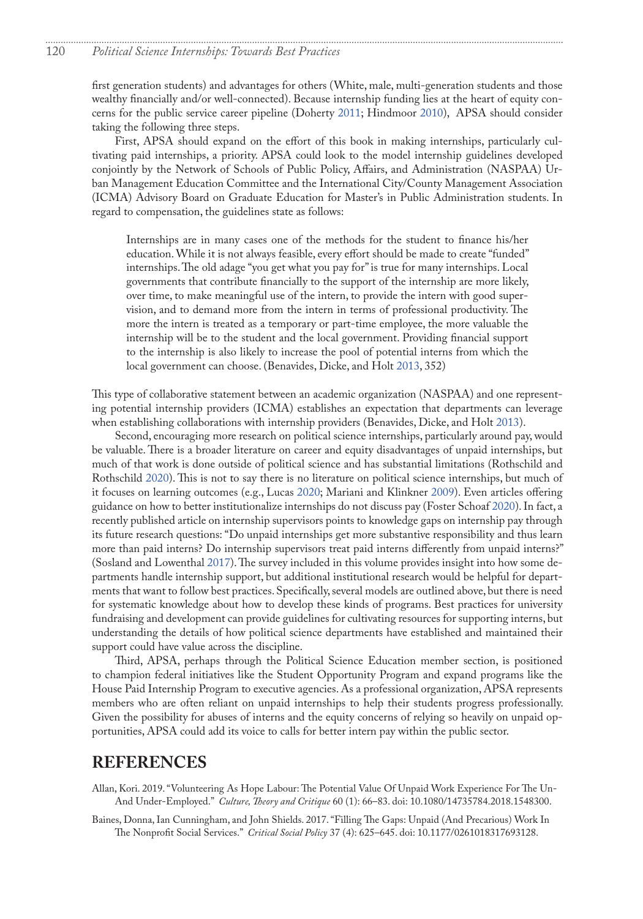first generation students) and advantages for others (White, male, multi-generation students and those wealthy financially and/or well-connected). Because internship funding lies at the heart of equity concerns for the public service career pipeline (Doherty 2011; Hindmoor 2010), APSA should consider taking the following three steps.

First, APSA should expand on the effort of this book in making internships, particularly cultivating paid internships, a priority. APSA could look to the model internship guidelines developed conjointly by the Network of Schools of Public Policy, Affairs, and Administration (NASPAA) Urban Management Education Committee and the International City/County Management Association (ICMA) Advisory Board on Graduate Education for Master's in Public Administration students. In regard to compensation, the guidelines state as follows:

> Internships are in many cases one of the methods for the student to finance his/her education. While it is not always feasible, every effort should be made to create "funded" internships. The old adage "you get what you pay for" is true for many internships. Local governments that contribute financially to the support of the internship are more likely, over time, to make meaningful use of the intern, to provide the intern with good supervision, and to demand more from the intern in terms of professional productivity. The more the intern is treated as a temporary or part-time employee, the more valuable the internship will be to the student and the local government. Providing financial support to the internship is also likely to increase the pool of potential interns from which the local government can choose. (Benavides, Dicke, and Holt 2013, 352)

This type of collaborative statement between an academic organization (NASPAA) and one representing potential internship providers (ICMA) establishes an expectation that departments can leverage when establishing collaborations with internship providers (Benavides, Dicke, and Holt 2013).

Second, encouraging more research on political science internships, particularly around pay, would be valuable. There is a broader literature on career and equity disadvantages of unpaid internships, but much of that work is done outside of political science and has substantial limitations (Rothschild and Rothschild 2020). This is not to say there is no literature on political science internships, but much of it focuses on learning outcomes (e.g., Lucas 2020; Mariani and Klinkner 2009). Even articles offering guidance on how to better institutionalize internships do not discuss pay (Foster Schoaf 2020). In fact, a recently published article on internship supervisors points to knowledge gaps on internship pay through its future research questions: "Do unpaid internships get more substantive responsibility and thus learn more than paid interns? Do internship supervisors treat paid interns differently from unpaid interns?" (Sosland and Lowenthal 2017). The survey included in this volume provides insight into how some departments handle internship support, but additional institutional research would be helpful for departments that want to follow best practices. Specifically, several models are outlined above, but there is need for systematic knowledge about how to develop these kinds of programs. Best practices for university fundraising and development can provide guidelines for cultivating resources for supporting interns, but understanding the details of how political science departments have established and maintained their support could have value across the discipline.

Third, APSA, perhaps through the Political Science Education member section, is positioned to champion federal initiatives like the Student Opportunity Program and expand programs like the House Paid Internship Program to executive agencies. As a professional organization, APSA represents members who are often reliant on unpaid internships to help their students progress professionally. Given the possibility for abuses of interns and the equity concerns of relying so heavily on unpaid opportunities, APSA could add its voice to calls for better intern pay within the public sector.

## REFERENCES

Allan, Kori. 2019. "Volunteering As Hope Labour: The Potential Value Of Unpaid Work Experience For The Un- And Under-Employed." *Culture, Theory and Critique* 60 (1): 66–83. doi: 10.1080/14735784.2018.1548300.

Baines, Donna, Ian Cunningham, and John Shields. 2017. "Filling The Gaps: Unpaid (And Precarious) Work In The Nonprofit Social Services." *Critical Social Policy* 37 (4): 625–645. doi: 10.1177/0261018317693128.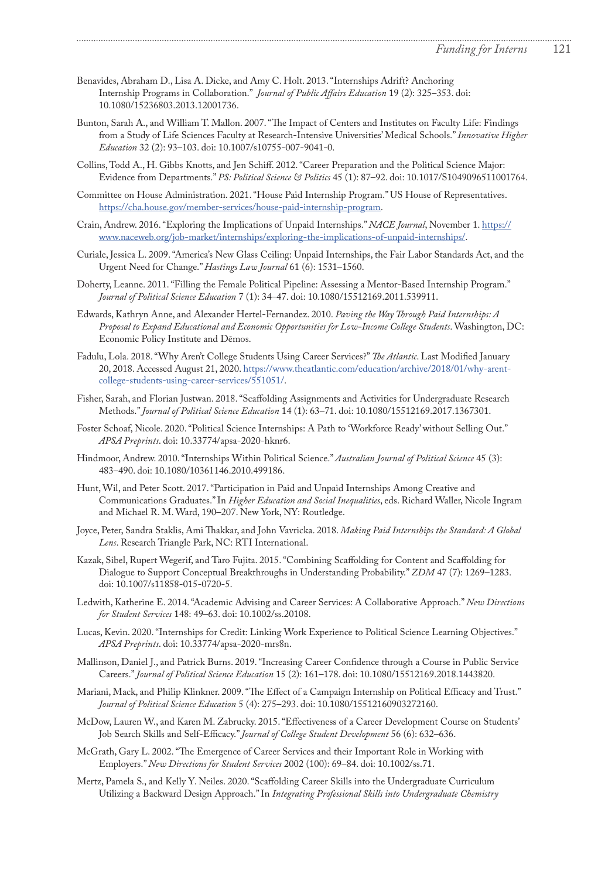Benavides, Abraham D., Lisa A. Dicke, and Amy C. Holt. 2013. "Internships Adrift? Anchoring Internship Programs in Collaboration." *Journal of Public Affairs Education* 19 (2): 325–353. doi: 10.1080/15236803.2013.12001736.

Bunton, Sarah A., and William T. Mallon. 2007. "The Impact of Centers and Institutes on Faculty Life: Findings from a Study of Life Sciences Faculty at Research-Intensive Universities' Medical Schools." *Innovative Higher Education* 32 (2): 93–103. doi: 10.1007/s10755-007-9041-0.

Collins, Todd A., H. Gibbs Knotts, and Jen Schiff. 2012. "Career Preparation and the Political Science Major: Evidence from Departments." *PS: Political Science & Politics* 45 (1): 87–92. doi: 10.1017/S1049096511001764.

Committee on House Administration. 2021. "House Paid Internship Program." US House of Representatives. https://cha.house.gov/member-services/house-paid-internship-program.

Crain, Andrew. 2016. "Exploring the Implications of Unpaid Internships." *NACE Journal*, November 1. https://www.naceweb.org/job-market/internships/exploring-the-implications-of-unpaid-internships/.

Curiale, Jessica L. 2009. "America's New Glass Ceiling: Unpaid Internships, the Fair Labor Standards Act, and the Urgent Need for Change." *Hastings Law Journal* 61 (6): 1531–1560.

Doherty, Leanne. 2011. "Filling the Female Political Pipeline: Assessing a Mentor-Based Internship Program." *Journal of Political Science Education* 7 (1): 34–47. doi: 10.1080/15512169.2011.539911.

Edwards, Kathryn Anne, and Alexander Hertel-Fernandez. 2010. *Paving the Way Through Paid Internships: A Proposal to Expand Educational and Economic Opportunities for Low-Income College Students*. Washington, DC: Economic Policy Institute and Dēmos.

Fadulu, Lola. 2018. "Why Aren't College Students Using Career Services?" *The Atlantic*. Last Modified January 20, 2018. Accessed August 21, 2020. https://www.theatlantic.com/education/archive/2018/01/why-arent-college-students-using-career-services/551051/.

Fisher, Sarah, and Florian Justwan. 2018. "Scaffolding Assignments and Activities for Undergraduate Research Methods." *Journal of Political Science Education* 14 (1): 63–71. doi: 10.1080/15512169.2017.1367301.

Foster Schoaf, Nicole. 2020. "Political Science Internships: A Path to 'Workforce Ready' without Selling Out." *APSA Preprints*. doi: 10.33774/apsa-2020-hknr6.

Hindmoor, Andrew. 2010. "Internships Within Political Science." *Australian Journal of Political Science* 45 (3): 483–490. doi: 10.1080/10361146.2010.499186.

Hunt, Wil, and Peter Scott. 2017. "Participation in Paid and Unpaid Internships Among Creative and Communications Graduates." In *Higher Education and Social Inequalities*, eds. Richard Waller, Nicole Ingram and Michael R. M. Ward, 190–207. New York, NY: Routledge.

Joyce, Peter, Sandra Staklis, Ami Thakkar, and John Vavricka. 2018. *Making Paid Internships the Standard: A Global Lens*. Research Triangle Park, NC: RTI International.

Kazak, Sibel, Rupert Wegerif, and Taro Fujita. 2015. "Combining Scaffolding for Content and Scaffolding for Dialogue to Support Conceptual Breakthroughs in Understanding Probability." *ZDM* 47 (7): 1269–1283. doi: 10.1007/s11858-015-0720-5.

Ledwith, Katherine E. 2014. "Academic Advising and Career Services: A Collaborative Approach." *New Directions for Student Services* 148: 49–63. doi: 10.1002/ss.20108.

Lucas, Kevin. 2020. "Internships for Credit: Linking Work Experience to Political Science Learning Objectives." *APSA Preprints*. doi: 10.33774/apsa-2020-mrs8n.

Mallinson, Daniel J., and Patrick Burns. 2019. "Increasing Career Confidence through a Course in Public Service Careers." *Journal of Political Science Education* 15 (2): 161–178. doi: 10.1080/15512169.2018.1443820.

Mariani, Mack, and Philip Klinkner. 2009. "The Effect of a Campaign Internship on Political Efficacy and Trust." *Journal of Political Science Education* 5 (4): 275–293. doi: 10.1080/15512160903272160.

McDow, Lauren W., and Karen M. Zabrucky. 2015. "Effectiveness of a Career Development Course on Students' Job Search Skills and Self-Efficacy." *Journal of College Student Development* 56 (6): 632–636.

McGrath, Gary L. 2002. "The Emergence of Career Services and their Important Role in Working with Employers." *New Directions for Student Services* 2002 (100): 69–84. doi: 10.1002/ss.71.

Mertz, Pamela S., and Kelly Y. Neiles. 2020. "Scaffolding Career Skills into the Undergraduate Curriculum Utilizing a Backward Design Approach." In *Integrating Professional Skills into Undergraduate Chemistry*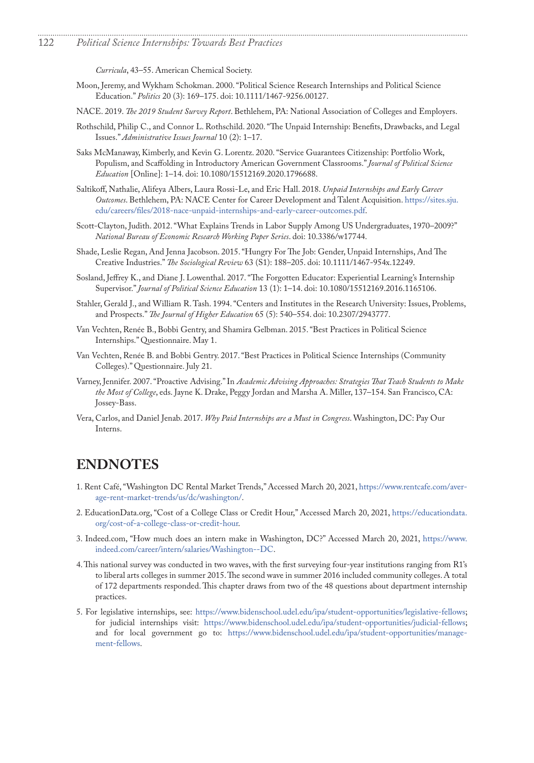*Curricula*, 43–55. American Chemical Society.

Moon, Jeremy, and Wykham Schokman. 2000. "Political Science Research Internships and Political Science Education." *Politics* 20 (3): 169–175. doi: 10.1111/1467-9256.00127.

NACE. 2019. *The 2019 Student Survey Report*. Bethlehem, PA: National Association of Colleges and Employers.

Rothschild, Philip C., and Connor L. Rothschild. 2020. "The Unpaid Internship: Benefits, Drawbacks, and Legal Issues." *Administrative Issues Journal* 10 (2): 1–17.

Saks McManaway, Kimberly, and Kevin G. Lorentz. 2020. "Service Guarantees Citizenship: Portfolio Work, Populism, and Scaffolding in Introductory American Government Classrooms." *Journal of Political Science Education* [Online]: 1–14. doi: 10.1080/15512169.2020.1796688.

Saltikoff, Nathalie, Alifeya Albers, Laura Rossi-Le, and Eric Hall. 2018. *Unpaid Internships and Early Career Outcomes*. Bethlehem, PA: NACE Center for Career Development and Talent Acquisition. https://sites.sju.edu/careers/files/2018-nace-unpaid-internships-and-early-career-outcomes.pdf.

Scott-Clayton, Judith. 2012. "What Explains Trends in Labor Supply Among US Undergraduates, 1970–2009?" *National Bureau of Economic Research Working Paper Series*. doi: 10.3386/w17744.

Shade, Leslie Regan, And Jenna Jacobson. 2015. "Hungry For The Job: Gender, Unpaid Internships, And The Creative Industries." *The Sociological Review* 63 (S1): 188–205. doi: 10.1111/1467-954x.12249.

Sosland, Jeffrey K., and Diane J. Lowenthal. 2017. "The Forgotten Educator: Experiential Learning's Internship Supervisor." *Journal of Political Science Education* 13 (1): 1–14. doi: 10.1080/15512169.2016.1165106.

Stahler, Gerald J., and William R. Tash. 1994. "Centers and Institutes in the Research University: Issues, Problems, and Prospects." *The Journal of Higher Education* 65 (5): 540–554. doi: 10.2307/2943777.

Van Vechten, Renée B., Bobbi Gentry, and Shamira Gelbman. 2015. "Best Practices in Political Science Internships." Questionnaire. May 1.

Van Vechten, Renée B. and Bobbi Gentry. 2017. "Best Practices in Political Science Internships (Community Colleges)." Questionnaire. July 21.

Varney, Jennifer. 2007. "Proactive Advising." In *Academic Advising Approaches: Strategies That Teach Students to Make the Most of College*, eds. Jayne K. Drake, Peggy Jordan and Marsha A. Miller, 137–154. San Francisco, CA: Jossey-Bass.

Vera, Carlos, and Daniel Jenab. 2017. *Why Paid Internships are a Must in Congress*. Washington, DC: Pay Our Interns.

## ENDNOTES

1. Rent Café, "Washington DC Rental Market Trends," Accessed March 20, 2021, https://www.rentcafe.com/average-rent-market-trends/us/dc/washington/.
2. EducationData.org, "Cost of a College Class or Credit Hour," Accessed March 20, 2021, https://educationdata.org/cost-of-a-college-class-or-credit-hour.
3. Indeed.com, "How much does an intern make in Washington, DC?" Accessed March 20, 2021, https://www.indeed.com/career/intern/salaries/Washington--DC.
4. This national survey was conducted in two waves, with the first surveying four-year institutions ranging from R1's to liberal arts colleges in summer 2015. The second wave in summer 2016 included community colleges. A total of 172 departments responded. This chapter draws from two of the 48 questions about department internship practices.
5. For legislative internships, see: https://www.bidenschool.udel.edu/ipa/student-opportunities/legislative-fellows; for judicial internships visit: https://www.bidenschool.udel.edu/ipa/student-opportunities/judicial-fellows; and for local government go to: https://www.bidenschool.udel.edu/ipa/student-opportunities/management-fellows.